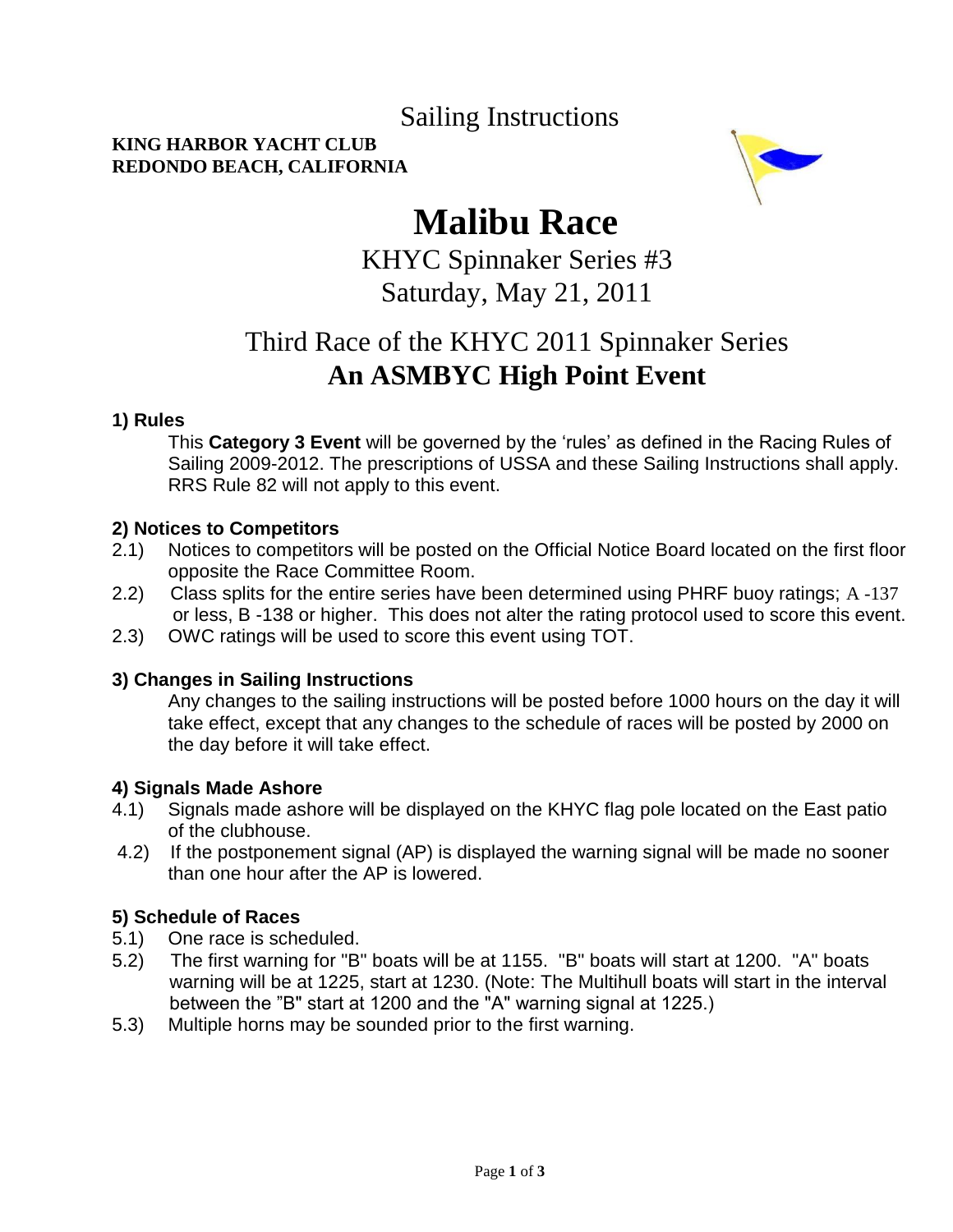# Sailing Instructions

**KING HARBOR YACHT CLUB**
**REDONDO BEACH, CALIFORNIA**

# Malibu Race

KHYC Spinnaker Series #3

Saturday, May 21, 2011

## Third Race of the KHYC 2011 Spinnaker Series

## An ASMBYC High Point Event

### 1) Rules

This **Category 3 Event** will be governed by the 'rules' as defined in the Racing Rules of Sailing 2009-2012. The prescriptions of USSA and these Sailing Instructions shall apply. RRS Rule 82 will not apply to this event.

### 2) Notices to Competitors

2.1) Notices to competitors will be posted on the Official Notice Board located on the first floor opposite the Race Committee Room.

2.2) Class splits for the entire series have been determined using PHRF buoy ratings; A -137 or less, B -138 or higher. This does not alter the rating protocol used to score this event.

2.3) OWC ratings will be used to score this event using TOT.

### 3) Changes in Sailing Instructions

Any changes to the sailing instructions will be posted before 1000 hours on the day it will take effect, except that any changes to the schedule of races will be posted by 2000 on the day before it will take effect.

### 4) Signals Made Ashore

4.1) Signals made ashore will be displayed on the KHYC flag pole located on the East patio of the clubhouse.

4.2) If the postponement signal (AP) is displayed the warning signal will be made no sooner than one hour after the AP is lowered.

### 5) Schedule of Races

5.1) One race is scheduled.

5.2) The first warning for "B" boats will be at 1155. "B" boats will start at 1200. "A" boats warning will be at 1225, start at 1230. (Note: The Multihull boats will start in the interval between the "B" start at 1200 and the "A" warning signal at 1225.)

5.3) Multiple horns may be sounded prior to the first warning.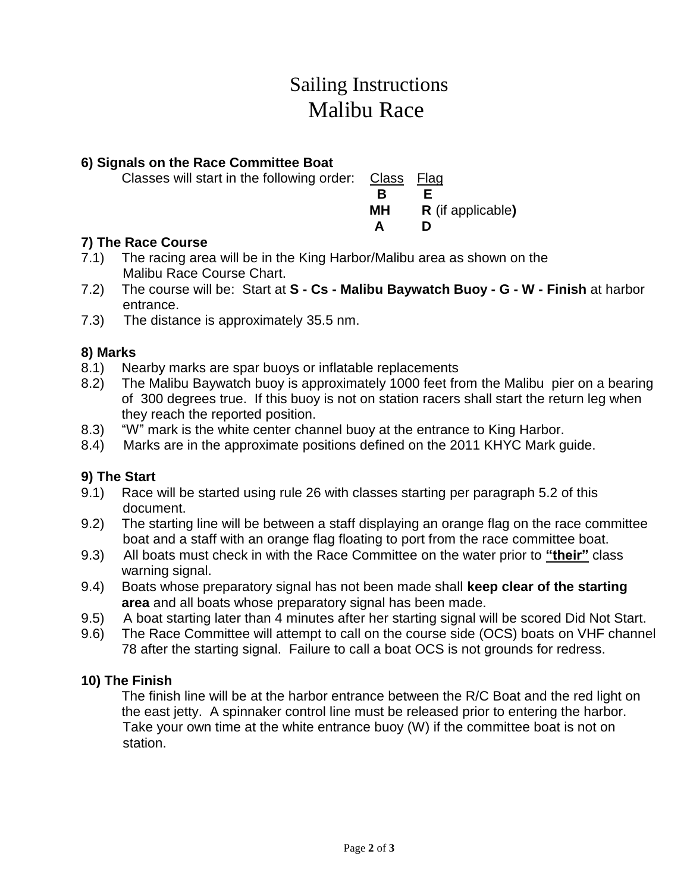# Sailing Instructions
# Malibu Race

**6) Signals on the Race Committee Boat**

Classes will start in the following order:

| Class | Flag |
|---|---|
| **B** | **E** |
| **MH** | **R** (if applicable**)** |
| **A** | **D** |

**7) The Race Course**

7.1) The racing area will be in the King Harbor/Malibu area as shown on the Malibu Race Course Chart.

7.2) The course will be: Start at **S - Cs - Malibu Baywatch Buoy - G - W - Finish** at harbor entrance.

7.3) The distance is approximately 35.5 nm.

**8) Marks**

8.1) Nearby marks are spar buoys or inflatable replacements

8.2) The Malibu Baywatch buoy is approximately 1000 feet from the Malibu pier on a bearing of 300 degrees true. If this buoy is not on station racers shall start the return leg when they reach the reported position.

8.3) "W" mark is the white center channel buoy at the entrance to King Harbor.

8.4) Marks are in the approximate positions defined on the 2011 KHYC Mark guide.

**9) The Start**

9.1) Race will be started using rule 26 with classes starting per paragraph 5.2 of this document.

9.2) The starting line will be between a staff displaying an orange flag on the race committee boat and a staff with an orange flag floating to port from the race committee boat.

9.3) All boats must check in with the Race Committee on the water prior to **<u>"their"</u>** class warning signal.

9.4) Boats whose preparatory signal has not been made shall **keep clear of the starting area** and all boats whose preparatory signal has been made.

9.5) A boat starting later than 4 minutes after her starting signal will be scored Did Not Start.

9.6) The Race Committee will attempt to call on the course side (OCS) boats on VHF channel 78 after the starting signal. Failure to call a boat OCS is not grounds for redress.

**10) The Finish**

The finish line will be at the harbor entrance between the R/C Boat and the red light on the east jetty. A spinnaker control line must be released prior to entering the harbor. Take your own time at the white entrance buoy (W) if the committee boat is not on station.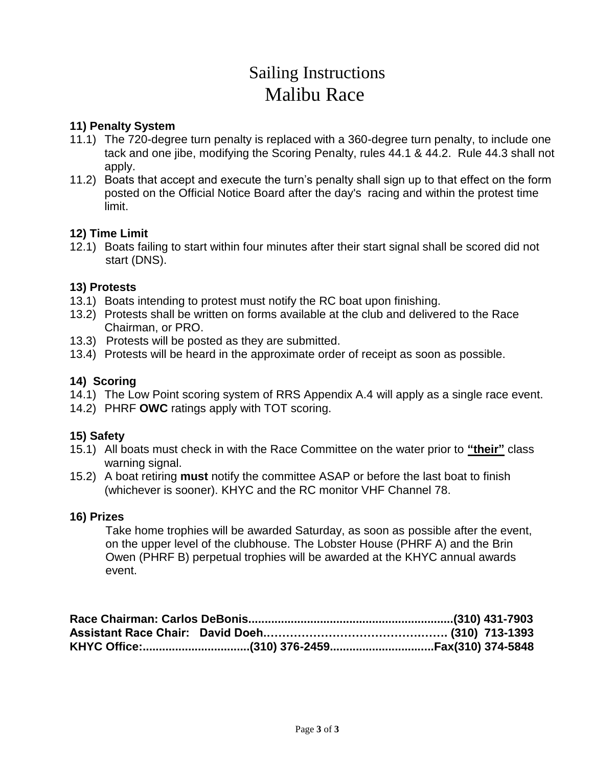# Sailing Instructions
# Malibu Race

**11) Penalty System**

11.1) The 720-degree turn penalty is replaced with a 360-degree turn penalty, to include one tack and one jibe, modifying the Scoring Penalty, rules 44.1 & 44.2. Rule 44.3 shall not apply.

11.2) Boats that accept and execute the turn's penalty shall sign up to that effect on the form posted on the Official Notice Board after the day's racing and within the protest time limit.

**12) Time Limit**

12.1) Boats failing to start within four minutes after their start signal shall be scored did not start (DNS).

**13) Protests**

13.1) Boats intending to protest must notify the RC boat upon finishing.

13.2) Protests shall be written on forms available at the club and delivered to the Race Chairman, or PRO.

13.3) Protests will be posted as they are submitted.

13.4) Protests will be heard in the approximate order of receipt as soon as possible.

**14) Scoring**

14.1) The Low Point scoring system of RRS Appendix A.4 will apply as a single race event.

14.2) PHRF **OWC** ratings apply with TOT scoring.

**15) Safety**

15.1) All boats must check in with the Race Committee on the water prior to **"their"** class warning signal.

15.2) A boat retiring **must** notify the committee ASAP or before the last boat to finish (whichever is sooner). KHYC and the RC monitor VHF Channel 78.

**16) Prizes**

Take home trophies will be awarded Saturday, as soon as possible after the event, on the upper level of the clubhouse. The Lobster House (PHRF A) and the Brin Owen (PHRF B) perpetual trophies will be awarded at the KHYC annual awards event.

**Race Chairman: Carlos DeBonis..............................................................(310) 431-7903**
**Assistant Race Chair: David Doeh………………………………………. (310) 713-1393**
**KHYC Office:.................................(310) 376-2459................................Fax(310) 374-5848**